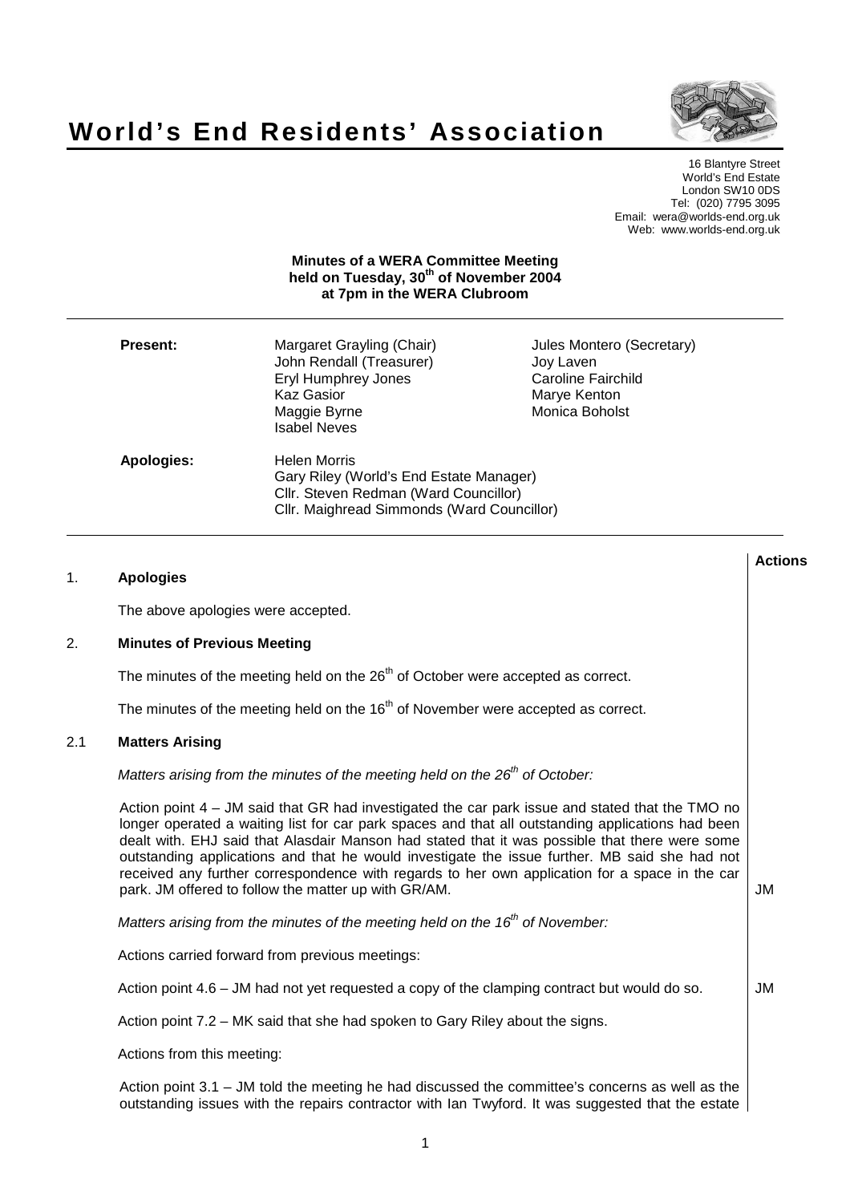# World's End Residents' Association

16 Blantyre Street
World's End Estate
London SW10 0DS
Tel: (020) 7795 3095
Email: wera@worlds-end.org.uk
Web: www.worlds-end.org.uk

**Minutes of a WERA Committee Meeting held on Tuesday, 30th of November 2004 at 7pm in the WERA Clubroom**

**Present:**
Margaret Grayling (Chair)
John Rendall (Treasurer)
Eryl Humphrey Jones
Kaz Gasior
Maggie Byrne
Isabel Neves
Jules Montero (Secretary)
Joy Laven
Caroline Fairchild
Marye Kenton
Monica Boholst

**Apologies:**
Helen Morris
Gary Riley (World's End Estate Manager)
Cllr. Steven Redman (Ward Councillor)
Cllr. Maighread Simmonds (Ward Councillor)

**Actions**

## 1. Apologies

The above apologies were accepted.

## 2. Minutes of Previous Meeting

The minutes of the meeting held on the 26th of October were accepted as correct.

The minutes of the meeting held on the 16th of November were accepted as correct.

### 2.1 Matters Arising

*Matters arising from the minutes of the meeting held on the 26th of October:*

Action point 4 – JM said that GR had investigated the car park issue and stated that the TMO no longer operated a waiting list for car park spaces and that all outstanding applications had been dealt with. EHJ said that Alasdair Manson had stated that it was possible that there were some outstanding applications and that he would investigate the issue further. MB said she had not received any further correspondence with regards to her own application for a space in the car park. JM offered to follow the matter up with GR/AM. — **JM**

*Matters arising from the minutes of the meeting held on the 16th of November:*

Actions carried forward from previous meetings:

Action point 4.6 – JM had not yet requested a copy of the clamping contract but would do so. — **JM**

Action point 7.2 – MK said that she had spoken to Gary Riley about the signs.

Actions from this meeting:

Action point 3.1 – JM told the meeting he had discussed the committee's concerns as well as the outstanding issues with the repairs contractor with Ian Twyford. It was suggested that the estate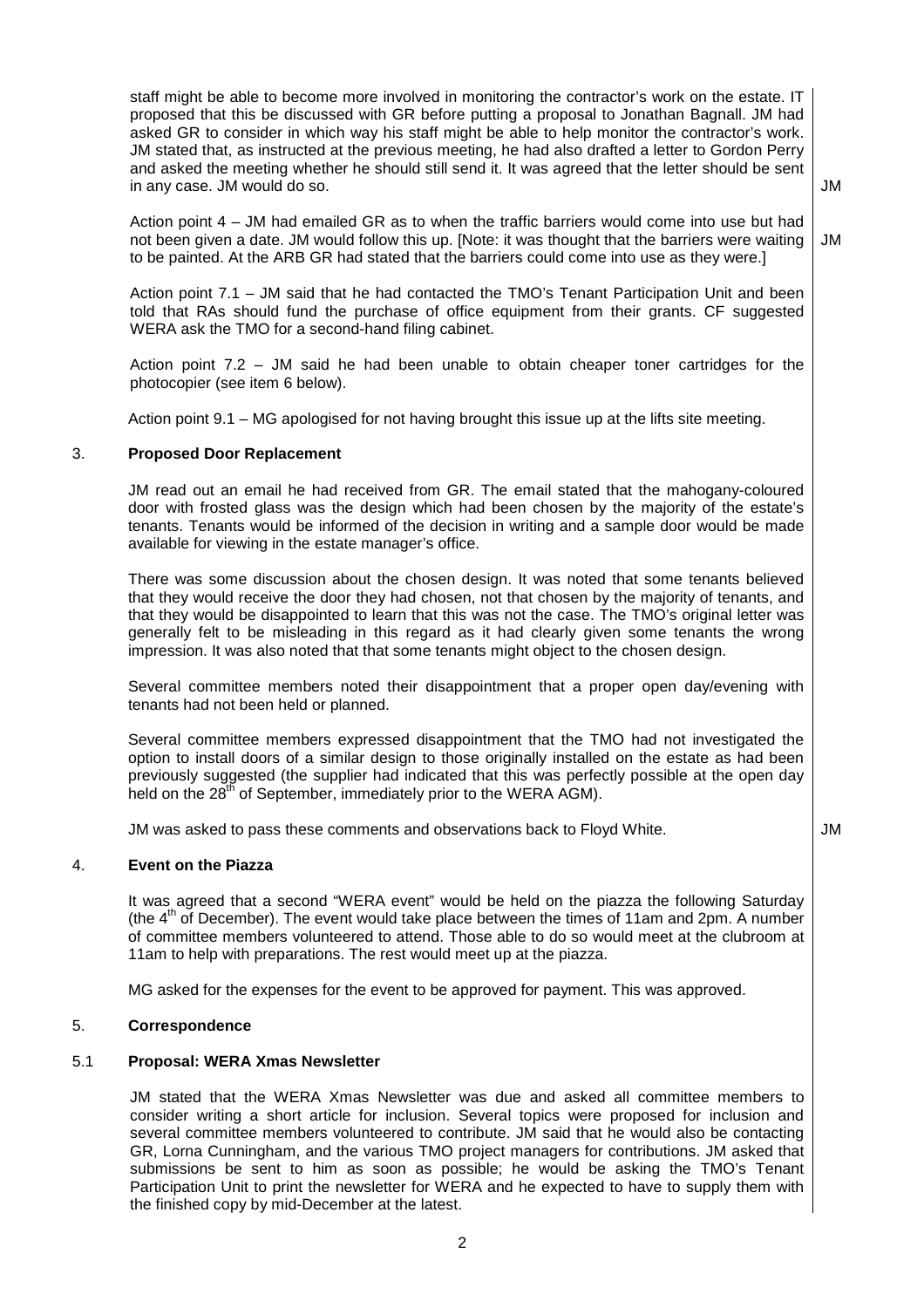staff might be able to become more involved in monitoring the contractor's work on the estate. IT proposed that this be discussed with GR before putting a proposal to Jonathan Bagnall. JM had asked GR to consider in which way his staff might be able to help monitor the contractor's work. JM stated that, as instructed at the previous meeting, he had also drafted a letter to Gordon Perry and asked the meeting whether he should still send it. It was agreed that the letter should be sent in any case. JM would do so. **JM**

Action point 4 – JM had emailed GR as to when the traffic barriers would come into use but had not been given a date. JM would follow this up. [Note: it was thought that the barriers were waiting to be painted. At the ARB GR had stated that the barriers could come into use as they were.] **JM**

Action point 7.1 – JM said that he had contacted the TMO's Tenant Participation Unit and been told that RAs should fund the purchase of office equipment from their grants. CF suggested WERA ask the TMO for a second-hand filing cabinet.

Action point 7.2 – JM said he had been unable to obtain cheaper toner cartridges for the photocopier (see item 6 below).

Action point 9.1 – MG apologised for not having brought this issue up at the lifts site meeting.

## 3. Proposed Door Replacement

JM read out an email he had received from GR. The email stated that the mahogany-coloured door with frosted glass was the design which had been chosen by the majority of the estate's tenants. Tenants would be informed of the decision in writing and a sample door would be made available for viewing in the estate manager's office.

There was some discussion about the chosen design. It was noted that some tenants believed that they would receive the door they had chosen, not that chosen by the majority of tenants, and that they would be disappointed to learn that this was not the case. The TMO's original letter was generally felt to be misleading in this regard as it had clearly given some tenants the wrong impression. It was also noted that that some tenants might object to the chosen design.

Several committee members noted their disappointment that a proper open day/evening with tenants had not been held or planned.

Several committee members expressed disappointment that the TMO had not investigated the option to install doors of a similar design to those originally installed on the estate as had been previously suggested (the supplier had indicated that this was perfectly possible at the open day held on the 28th of September, immediately prior to the WERA AGM).

JM was asked to pass these comments and observations back to Floyd White. **JM**

## 4. Event on the Piazza

It was agreed that a second "WERA event" would be held on the piazza the following Saturday (the 4th of December). The event would take place between the times of 11am and 2pm. A number of committee members volunteered to attend. Those able to do so would meet at the clubroom at 11am to help with preparations. The rest would meet up at the piazza.

MG asked for the expenses for the event to be approved for payment. This was approved.

## 5. Correspondence

### 5.1 Proposal: WERA Xmas Newsletter

JM stated that the WERA Xmas Newsletter was due and asked all committee members to consider writing a short article for inclusion. Several topics were proposed for inclusion and several committee members volunteered to contribute. JM said that he would also be contacting GR, Lorna Cunningham, and the various TMO project managers for contributions. JM asked that submissions be sent to him as soon as possible; he would be asking the TMO's Tenant Participation Unit to print the newsletter for WERA and he expected to have to supply them with the finished copy by mid-December at the latest.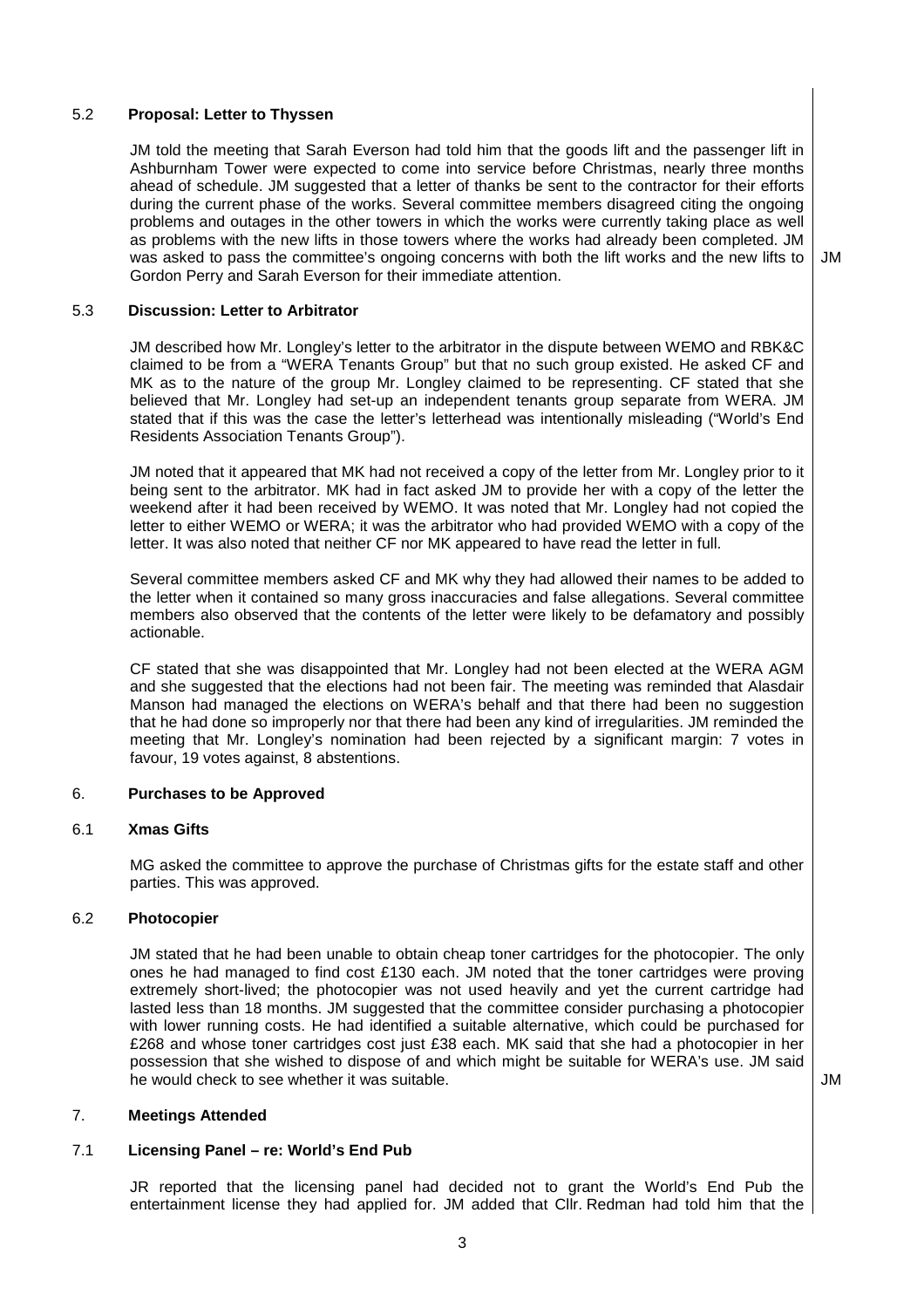### 5.2 **Proposal: Letter to Thyssen**

JM told the meeting that Sarah Everson had told him that the goods lift and the passenger lift in Ashburnham Tower were expected to come into service before Christmas, nearly three months ahead of schedule. JM suggested that a letter of thanks be sent to the contractor for their efforts during the current phase of the works. Several committee members disagreed citing the ongoing problems and outages in the other towers in which the works were currently taking place as well as problems with the new lifts in those towers where the works had already been completed. JM was asked to pass the committee's ongoing concerns with both the lift works and the new lifts to Gordon Perry and Sarah Everson for their immediate attention. **JM**

### 5.3 **Discussion: Letter to Arbitrator**

JM described how Mr. Longley's letter to the arbitrator in the dispute between WEMO and RBK&C claimed to be from a "WERA Tenants Group" but that no such group existed. He asked CF and MK as to the nature of the group Mr. Longley claimed to be representing. CF stated that she believed that Mr. Longley had set-up an independent tenants group separate from WERA. JM stated that if this was the case the letter's letterhead was intentionally misleading ("World's End Residents Association Tenants Group").

JM noted that it appeared that MK had not received a copy of the letter from Mr. Longley prior to it being sent to the arbitrator. MK had in fact asked JM to provide her with a copy of the letter the weekend after it had been received by WEMO. It was noted that Mr. Longley had not copied the letter to either WEMO or WERA; it was the arbitrator who had provided WEMO with a copy of the letter. It was also noted that neither CF nor MK appeared to have read the letter in full.

Several committee members asked CF and MK why they had allowed their names to be added to the letter when it contained so many gross inaccuracies and false allegations. Several committee members also observed that the contents of the letter were likely to be defamatory and possibly actionable.

CF stated that she was disappointed that Mr. Longley had not been elected at the WERA AGM and she suggested that the elections had not been fair. The meeting was reminded that Alasdair Manson had managed the elections on WERA's behalf and that there had been no suggestion that he had done so improperly nor that there had been any kind of irregularities. JM reminded the meeting that Mr. Longley's nomination had been rejected by a significant margin: 7 votes in favour, 19 votes against, 8 abstentions.

## 6. **Purchases to be Approved**

### 6.1 **Xmas Gifts**

MG asked the committee to approve the purchase of Christmas gifts for the estate staff and other parties. This was approved.

### 6.2 **Photocopier**

JM stated that he had been unable to obtain cheap toner cartridges for the photocopier. The only ones he had managed to find cost £130 each. JM noted that the toner cartridges were proving extremely short-lived; the photocopier was not used heavily and yet the current cartridge had lasted less than 18 months. JM suggested that the committee consider purchasing a photocopier with lower running costs. He had identified a suitable alternative, which could be purchased for £268 and whose toner cartridges cost just £38 each. MK said that she had a photocopier in her possession that she wished to dispose of and which might be suitable for WERA's use. JM said he would check to see whether it was suitable. **JM**

## 7. **Meetings Attended**

### 7.1 **Licensing Panel – re: World's End Pub**

JR reported that the licensing panel had decided not to grant the World's End Pub the entertainment license they had applied for. JM added that Cllr. Redman had told him that the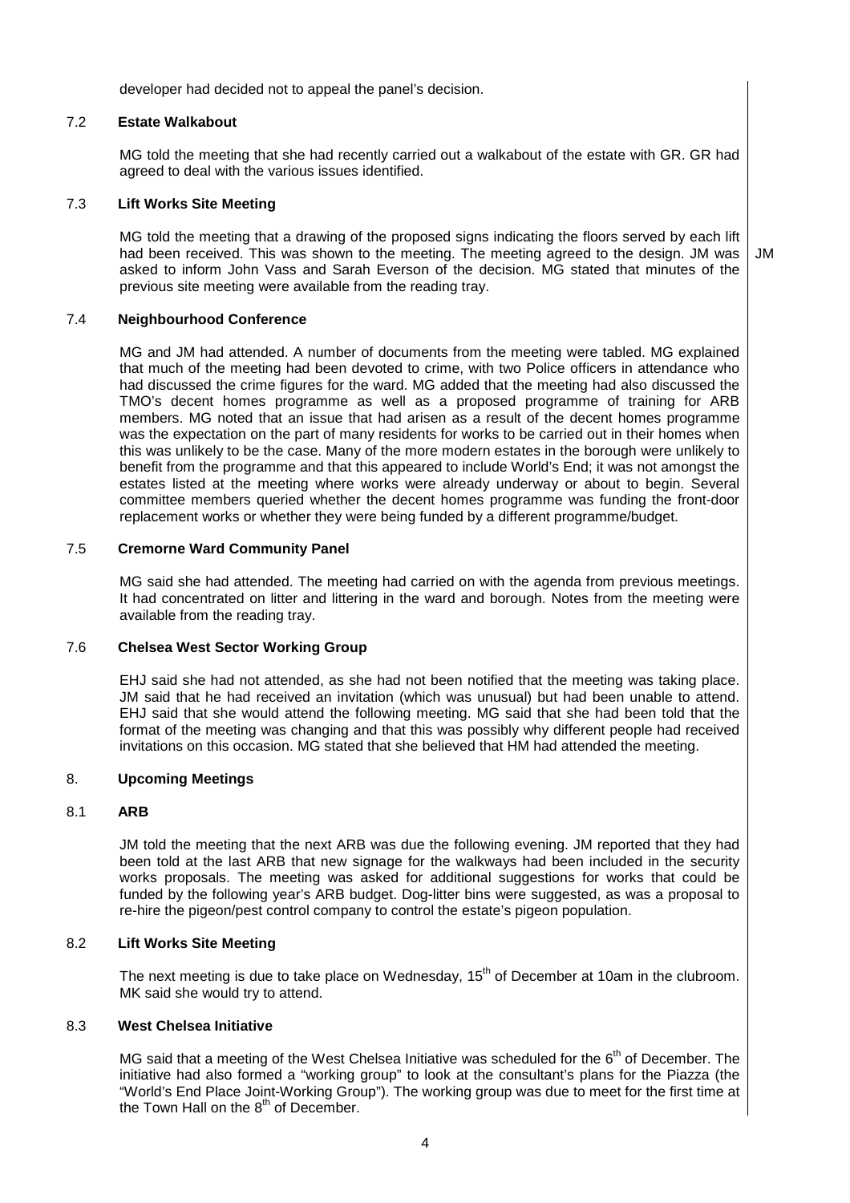developer had decided not to appeal the panel's decision.

### 7.2 Estate Walkabout

MG told the meeting that she had recently carried out a walkabout of the estate with GR. GR had agreed to deal with the various issues identified.

### 7.3 Lift Works Site Meeting

MG told the meeting that a drawing of the proposed signs indicating the floors served by each lift had been received. This was shown to the meeting. The meeting agreed to the design. JM was asked to inform John Vass and Sarah Everson of the decision. MG stated that minutes of the previous site meeting were available from the reading tray. **JM**

### 7.4 Neighbourhood Conference

MG and JM had attended. A number of documents from the meeting were tabled. MG explained that much of the meeting had been devoted to crime, with two Police officers in attendance who had discussed the crime figures for the ward. MG added that the meeting had also discussed the TMO's decent homes programme as well as a proposed programme of training for ARB members. MG noted that an issue that had arisen as a result of the decent homes programme was the expectation on the part of many residents for works to be carried out in their homes when this was unlikely to be the case. Many of the more modern estates in the borough were unlikely to benefit from the programme and that this appeared to include World's End; it was not amongst the estates listed at the meeting where works were already underway or about to begin. Several committee members queried whether the decent homes programme was funding the front-door replacement works or whether they were being funded by a different programme/budget.

### 7.5 Cremorne Ward Community Panel

MG said she had attended. The meeting had carried on with the agenda from previous meetings. It had concentrated on litter and littering in the ward and borough. Notes from the meeting were available from the reading tray.

### 7.6 Chelsea West Sector Working Group

EHJ said she had not attended, as she had not been notified that the meeting was taking place. JM said that he had received an invitation (which was unusual) but had been unable to attend. EHJ said that she would attend the following meeting. MG said that she had been told that the format of the meeting was changing and that this was possibly why different people had received invitations on this occasion. MG stated that she believed that HM had attended the meeting.

## 8. Upcoming Meetings

### 8.1 ARB

JM told the meeting that the next ARB was due the following evening. JM reported that they had been told at the last ARB that new signage for the walkways had been included in the security works proposals. The meeting was asked for additional suggestions for works that could be funded by the following year's ARB budget. Dog-litter bins were suggested, as was a proposal to re-hire the pigeon/pest control company to control the estate's pigeon population.

### 8.2 Lift Works Site Meeting

The next meeting is due to take place on Wednesday, 15th of December at 10am in the clubroom. MK said she would try to attend.

### 8.3 West Chelsea Initiative

MG said that a meeting of the West Chelsea Initiative was scheduled for the 6th of December. The initiative had also formed a "working group" to look at the consultant's plans for the Piazza (the "World's End Place Joint-Working Group"). The working group was due to meet for the first time at the Town Hall on the 8th of December.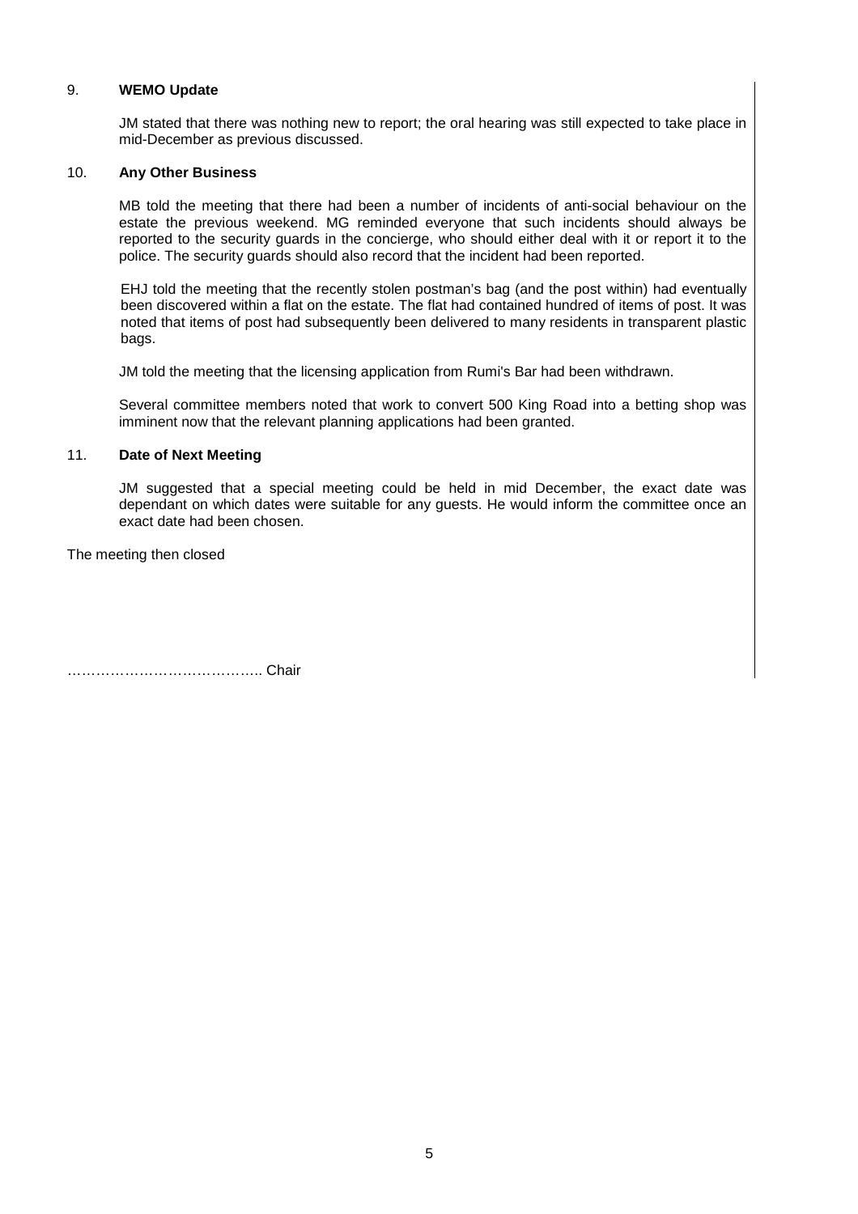9. **WEMO Update**

JM stated that there was nothing new to report; the oral hearing was still expected to take place in mid-December as previous discussed.

10. **Any Other Business**

MB told the meeting that there had been a number of incidents of anti-social behaviour on the estate the previous weekend. MG reminded everyone that such incidents should always be reported to the security guards in the concierge, who should either deal with it or report it to the police. The security guards should also record that the incident had been reported.

EHJ told the meeting that the recently stolen postman's bag (and the post within) had eventually been discovered within a flat on the estate. The flat had contained hundred of items of post. It was noted that items of post had subsequently been delivered to many residents in transparent plastic bags.

JM told the meeting that the licensing application from Rumi's Bar had been withdrawn.

Several committee members noted that work to convert 500 King Road into a betting shop was imminent now that the relevant planning applications had been granted.

11. **Date of Next Meeting**

JM suggested that a special meeting could be held in mid December, the exact date was dependant on which dates were suitable for any guests. He would inform the committee once an exact date had been chosen.

The meeting then closed

………………………………….. Chair